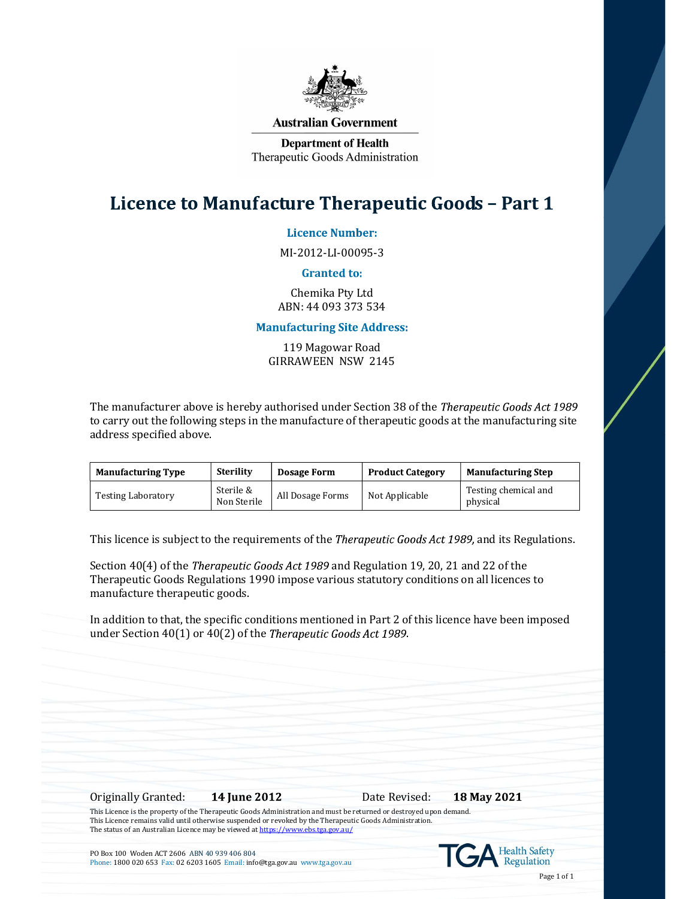Australian Government

Department of Health
Therapeutic Goods Administration

# Licence to Manufacture Therapeutic Goods – Part 1

**Licence Number:**

MI-2012-LI-00095-3

**Granted to:**

Chemika Pty Ltd
ABN: 44 093 373 534

**Manufacturing Site Address:**

119 Magowar Road
GIRRAWEEN NSW 2145

The manufacturer above is hereby authorised under Section 38 of the *Therapeutic Goods Act 1989* to carry out the following steps in the manufacture of therapeutic goods at the manufacturing site address specified above.

| Manufacturing Type | Sterility | Dosage Form | Product Category | Manufacturing Step |
|---|---|---|---|---|
| Testing Laboratory | Sterile & Non Sterile | All Dosage Forms | Not Applicable | Testing chemical and physical |

This licence is subject to the requirements of the *Therapeutic Goods Act 1989,* and its Regulations.

Section 40(4) of the *Therapeutic Goods Act 1989* and Regulation 19, 20, 21 and 22 of the Therapeutic Goods Regulations 1990 impose various statutory conditions on all licences to manufacture therapeutic goods.

In addition to that, the specific conditions mentioned in Part 2 of this licence have been imposed under Section 40(1) or 40(2) of the *Therapeutic Goods Act 1989*.

Originally Granted: **14 June 2012** Date Revised: **18 May 2021**

This Licence is the property of the Therapeutic Goods Administration and must be returned or destroyed upon demand.
This Licence remains valid until otherwise suspended or revoked by the Therapeutic Goods Administration.
The status of an Australian Licence may be viewed at https://www.ebs.tga.gov.au/

PO Box 100 Woden ACT 2606 ABN 40 939 406 804
Phone: 1800 020 653 Fax: 02 6203 1605 Email: info@tga.gov.au www.tga.gov.au

TGA Health Safety Regulation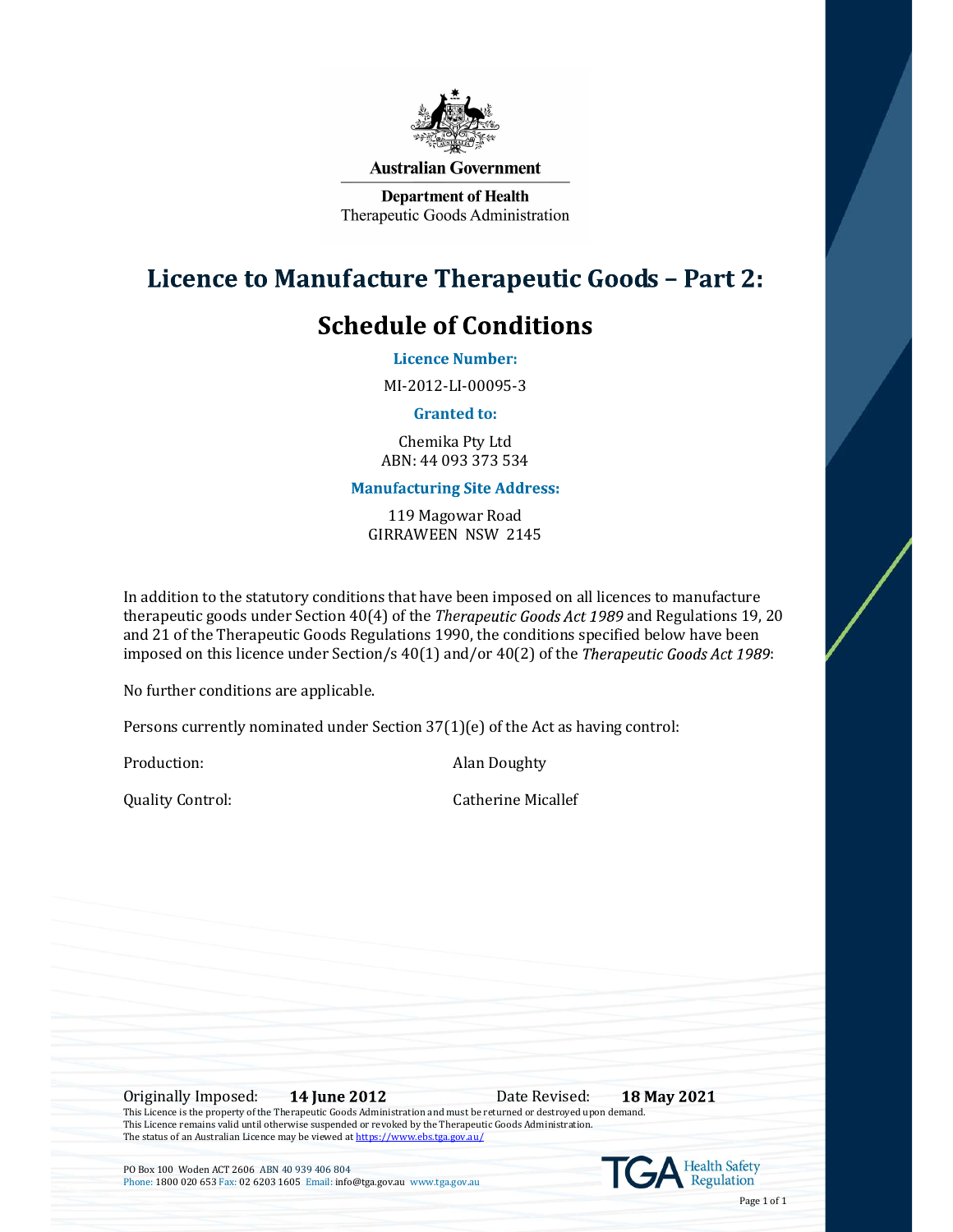Australian Government

Department of Health
Therapeutic Goods Administration

# Licence to Manufacture Therapeutic Goods – Part 2:

# Schedule of Conditions

**Licence Number:**

MI-2012-LI-00095-3

**Granted to:**

Chemika Pty Ltd
ABN: 44 093 373 534

**Manufacturing Site Address:**

119 Magowar Road
GIRRAWEEN NSW 2145

In addition to the statutory conditions that have been imposed on all licences to manufacture therapeutic goods under Section 40(4) of the *Therapeutic Goods Act 1989* and Regulations 19, 20 and 21 of the Therapeutic Goods Regulations 1990, the conditions specified below have been imposed on this licence under Section/s 40(1) and/or 40(2) of the *Therapeutic Goods Act 1989*:

No further conditions are applicable.

Persons currently nominated under Section 37(1)(e) of the Act as having control:

| | |
|---|---|
| Production: | Alan Doughty |
| Quality Control: | Catherine Micallef |

Originally Imposed: **14 June 2012** Date Revised: **18 May 2021**

This Licence is the property of the Therapeutic Goods Administration and must be returned or destroyed upon demand.
This Licence remains valid until otherwise suspended or revoked by the Therapeutic Goods Administration.
The status of an Australian Licence may be viewed at https://www.ebs.tga.gov.au/

PO Box 100 Woden ACT 2606 ABN 40 939 406 804
Phone: 1800 020 653 Fax: 02 6203 1605 Email: info@tga.gov.au www.tga.gov.au

TGA Health Safety Regulation